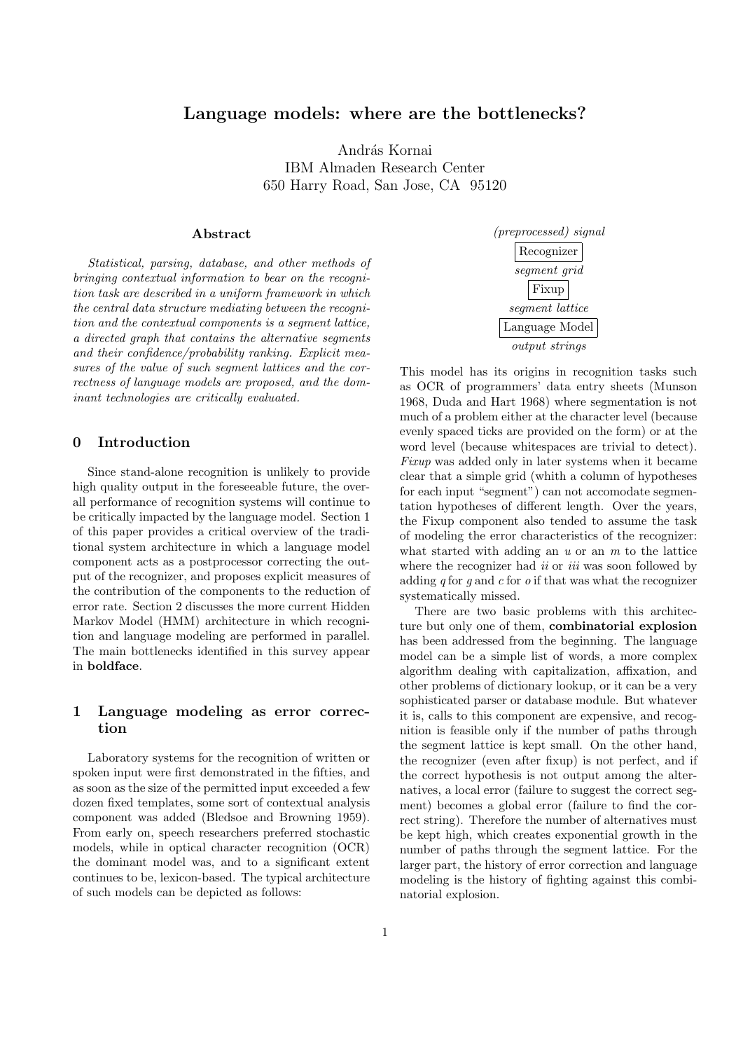# Language models: where are the bottlenecks?

András Kornai
IBM Almaden Research Center
650 Harry Road, San Jose, CA 95120

### Abstract

*Statistical, parsing, database, and other methods of bringing contextual information to bear on the recognition task are described in a uniform framework in which the central data structure mediating between the recognition and the contextual components is a segment lattice, a directed graph that contains the alternative segments and their confidence/probability ranking. Explicit measures of the value of such segment lattices and the correctness of language models are proposed, and the dominant technologies are critically evaluated.*

## 0 Introduction

Since stand-alone recognition is unlikely to provide high quality output in the foreseeable future, the overall performance of recognition systems will continue to be critically impacted by the language model. Section 1 of this paper provides a critical overview of the traditional system architecture in which a language model component acts as a postprocessor correcting the output of the recognizer, and proposes explicit measures of the contribution of the components to the reduction of error rate. Section 2 discusses the more current Hidden Markov Model (HMM) architecture in which recognition and language modeling are performed in parallel. The main bottlenecks identified in this survey appear in **boldface**.

## 1 Language modeling as error correction

Laboratory systems for the recognition of written or spoken input were first demonstrated in the fifties, and as soon as the size of the permitted input exceeded a few dozen fixed templates, some sort of contextual analysis component was added (Bledsoe and Browning 1959). From early on, speech researchers preferred stochastic models, while in optical character recognition (OCR) the dominant model was, and to a significant extent continues to be, lexicon-based. The typical architecture of such models can be depicted as follows:

*(preprocessed) signal*
Recognizer
*segment grid*
Fixup
*segment lattice*
Language Model
*output strings*

This model has its origins in recognition tasks such as OCR of programmers' data entry sheets (Munson 1968, Duda and Hart 1968) where segmentation is not much of a problem either at the character level (because evenly spaced ticks are provided on the form) or at the word level (because whitespaces are trivial to detect). *Fixup* was added only in later systems when it became clear that a simple grid (whith a column of hypotheses for each input "segment") can not accomodate segmentation hypotheses of different length. Over the years, the Fixup component also tended to assume the task of modeling the error characteristics of the recognizer: what started with adding an *u* or an *m* to the lattice where the recognizer had *ii* or *iii* was soon followed by adding *q* for *g* and *c* for *o* if that was what the recognizer systematically missed.

There are two basic problems with this architecture but only one of them, **combinatorial explosion** has been addressed from the beginning. The language model can be a simple list of words, a more complex algorithm dealing with capitalization, affixation, and other problems of dictionary lookup, or it can be a very sophisticated parser or database module. But whatever it is, calls to this component are expensive, and recognition is feasible only if the number of paths through the segment lattice is kept small. On the other hand, the recognizer (even after fixup) is not perfect, and if the correct hypothesis is not output among the alternatives, a local error (failure to suggest the correct segment) becomes a global error (failure to find the correct string). Therefore the number of alternatives must be kept high, which creates exponential growth in the number of paths through the segment lattice. For the larger part, the history of error correction and language modeling is the history of fighting against this combinatorial explosion.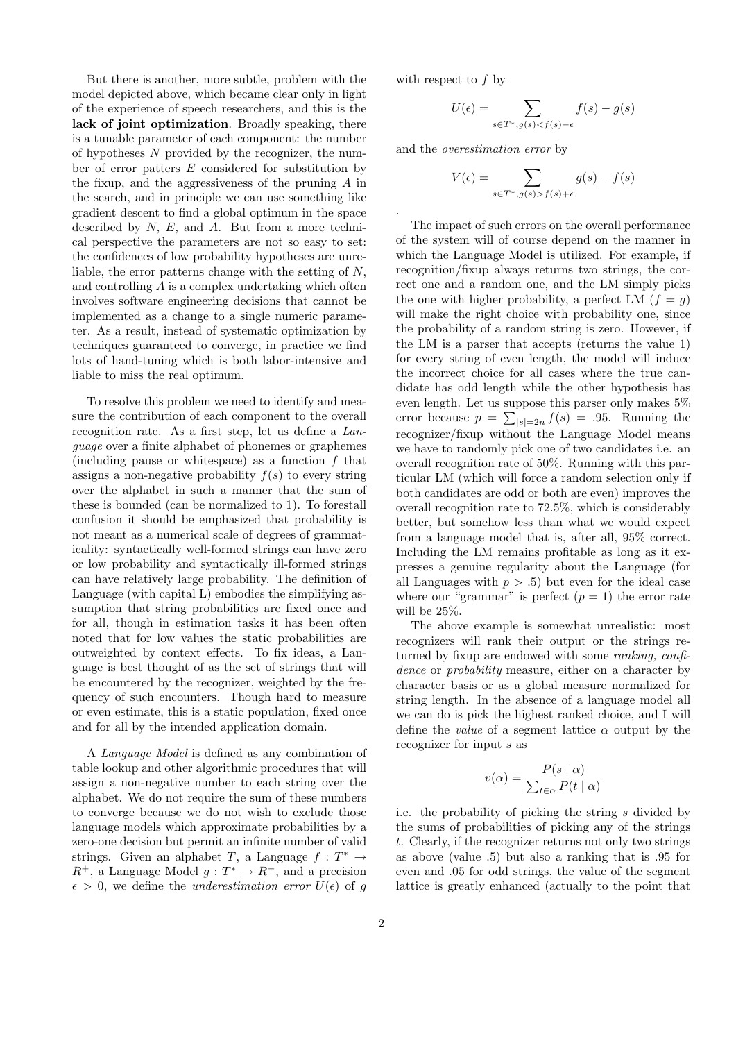But there is another, more subtle, problem with the model depicted above, which became clear only in light of the experience of speech researchers, and this is the **lack of joint optimization**. Broadly speaking, there is a tunable parameter of each component: the number of hypotheses $N$ provided by the recognizer, the number of error patters $E$ considered for substitution by the fixup, and the aggressiveness of the pruning $A$ in the search, and in principle we can use something like gradient descent to find a global optimum in the space described by $N$, $E$, and $A$. But from a more technical perspective the parameters are not so easy to set: the confidences of low probability hypotheses are unreliable, the error patterns change with the setting of $N$, and controlling $A$ is a complex undertaking which often involves software engineering decisions that cannot be implemented as a change to a single numeric parameter. As a result, instead of systematic optimization by techniques guaranteed to converge, in practice we find lots of hand-tuning which is both labor-intensive and liable to miss the real optimum.

To resolve this problem we need to identify and measure the contribution of each component to the overall recognition rate. As a first step, let us define a *Language* over a finite alphabet of phonemes or graphemes (including pause or whitespace) as a function $f$ that assigns a non-negative probability $f(s)$ to every string over the alphabet in such a manner that the sum of these is bounded (can be normalized to 1). To forestall confusion it should be emphasized that probability is not meant as a numerical scale of degrees of grammaticality: syntactically well-formed strings can have zero or low probability and syntactically ill-formed strings can have relatively large probability. The definition of Language (with capital L) embodies the simplifying assumption that string probabilities are fixed once and for all, though in estimation tasks it has been often noted that for low values the static probabilities are outweighted by context effects. To fix ideas, a Language is best thought of as the set of strings that will be encountered by the recognizer, weighted by the frequency of such encounters. Though hard to measure or even estimate, this is a static population, fixed once and for all by the intended application domain.

A *Language Model* is defined as any combination of table lookup and other algorithmic procedures that will assign a non-negative number to each string over the alphabet. We do not require the sum of these numbers to converge because we do not wish to exclude those language models which approximate probabilities by a zero-one decision but permit an infinite number of valid strings. Given an alphabet $T$, a Language $f : T^* \rightarrow R^+$, a Language Model $g : T^* \rightarrow R^+$, and a precision $\epsilon > 0$, we define the *underestimation error* $U(\epsilon)$ of $g$ with respect to $f$ by

$$U(\epsilon) = \sum_{s \in T^*, g(s) < f(s) - \epsilon} f(s) - g(s)$$

and the *overestimation error* by

$$V(\epsilon) = \sum_{s \in T^*, g(s) > f(s) + \epsilon} g(s) - f(s)$$

.

The impact of such errors on the overall performance of the system will of course depend on the manner in which the Language Model is utilized. For example, if recognition/fixup always returns two strings, the correct one and a random one, and the LM simply picks the one with higher probability, a perfect LM ($f = g$) will make the right choice with probability one, since the probability of a random string is zero. However, if the LM is a parser that accepts (returns the value 1) for every string of even length, the model will induce the incorrect choice for all cases where the true candidate has odd length while the other hypothesis has even length. Let us suppose this parser only makes 5% error because $p = \sum_{|s|=2n} f(s) = .95$. Running the recognizer/fixup without the Language Model means we have to randomly pick one of two candidates i.e. an overall recognition rate of 50%. Running with this particular LM (which will force a random selection only if both candidates are odd or both are even) improves the overall recognition rate to 72.5%, which is considerably better, but somehow less than what we would expect from a language model that is, after all, 95% correct. Including the LM remains profitable as long as it expresses a genuine regularity about the Language (for all Languages with $p > .5$) but even for the ideal case where our "grammar" is perfect ($p = 1$) the error rate will be 25%.

The above example is somewhat unrealistic: most recognizers will rank their output or the strings returned by fixup are endowed with some *ranking, confidence* or *probability* measure, either on a character by character basis or as a global measure normalized for string length. In the absence of a language model all we can do is pick the highest ranked choice, and I will define the *value* of a segment lattice $\alpha$ output by the recognizer for input $s$ as

$$v(\alpha) = \frac{P(s \mid \alpha)}{\sum_{t \in \alpha} P(t \mid \alpha)}$$

i.e. the probability of picking the string $s$ divided by the sums of probabilities of picking any of the strings $t$. Clearly, if the recognizer returns not only two strings as above (value .5) but also a ranking that is .95 for even and .05 for odd strings, the value of the segment lattice is greatly enhanced (actually to the point that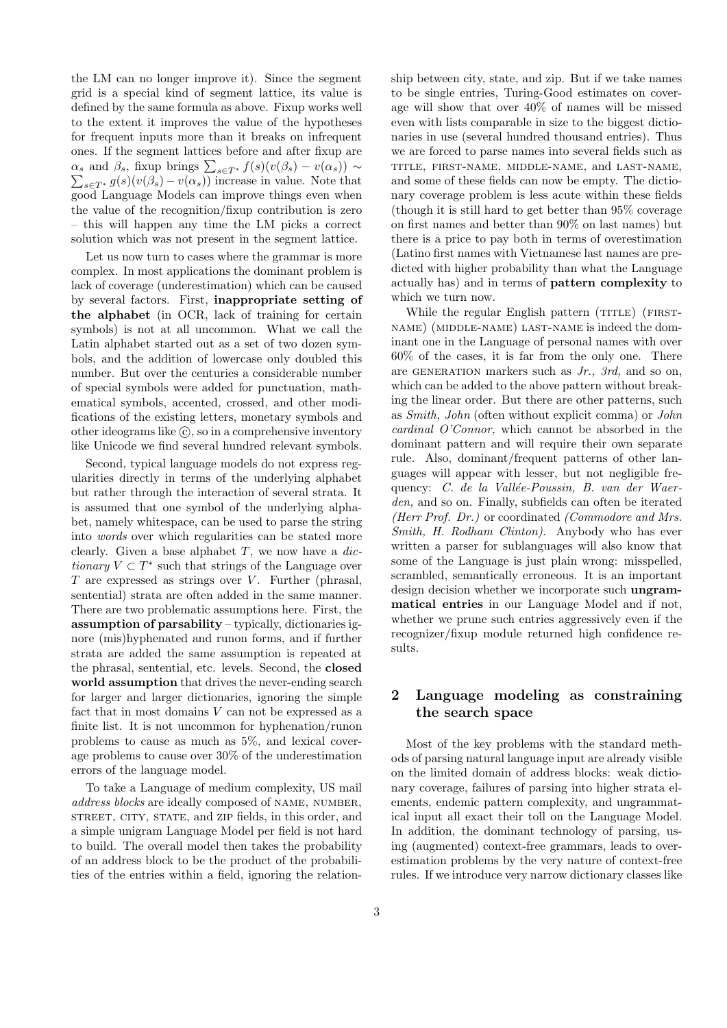the LM can no longer improve it). Since the segment grid is a special kind of segment lattice, its value is defined by the same formula as above. Fixup works well to the extent it improves the value of the hypotheses for frequent inputs more than it breaks on infrequent ones. If the segment lattices before and after fixup are $\alpha_s$ and $\beta_s$, fixup brings $\sum_{s \in T^*} f(s)(v(\beta_s) - v(\alpha_s)) \sim \sum_{s \in T^*} g(s)(v(\beta_s) - v(\alpha_s))$ increase in value. Note that good Language Models can improve things even when the value of the recognition/fixup contribution is zero – this will happen any time the LM picks a correct solution which was not present in the segment lattice.

Let us now turn to cases where the grammar is more complex. In most applications the dominant problem is lack of coverage (underestimation) which can be caused by several factors. First, **inappropriate setting of the alphabet** (in OCR, lack of training for certain symbols) is not at all uncommon. What we call the Latin alphabet started out as a set of two dozen symbols, and the addition of lowercase only doubled this number. But over the centuries a considerable number of special symbols were added for punctuation, mathematical symbols, accented, crossed, and other modifications of the existing letters, monetary symbols and other ideograms like ©, so in a comprehensive inventory like Unicode we find several hundred relevant symbols.

Second, typical language models do not express regularities directly in terms of the underlying alphabet but rather through the interaction of several strata. It is assumed that one symbol of the underlying alphabet, namely whitespace, can be used to parse the string into *words* over which regularities can be stated more clearly. Given a base alphabet $T$, we now have a *dictionary* $V \subset T^*$ such that strings of the Language over $T$ are expressed as strings over $V$. Further (phrasal, sentential) strata are often added in the same manner. There are two problematic assumptions here. First, the **assumption of parsability** – typically, dictionaries ignore (mis)hyphenated and runon forms, and if further strata are added the same assumption is repeated at the phrasal, sentential, etc. levels. Second, the **closed world assumption** that drives the never-ending search for larger and larger dictionaries, ignoring the simple fact that in most domains $V$ can not be expressed as a finite list. It is not uncommon for hyphenation/runon problems to cause as much as 5%, and lexical coverage problems to cause over 30% of the underestimation errors of the language model.

To take a Language of medium complexity, US mail *address blocks* are ideally composed of NAME, NUMBER, STREET, CITY, STATE, and ZIP fields, in this order, and a simple unigram Language Model per field is not hard to build. The overall model then takes the probability of an address block to be the product of the probabilities of the entries within a field, ignoring the relationship between city, state, and zip. But if we take names to be single entries, Turing-Good estimates on coverage will show that over 40% of names will be missed even with lists comparable in size to the biggest dictionaries in use (several hundred thousand entries). Thus we are forced to parse names into several fields such as TITLE, FIRST-NAME, MIDDLE-NAME, and LAST-NAME, and some of these fields can now be empty. The dictionary coverage problem is less acute within these fields (though it is still hard to get better than 95% coverage on first names and better than 90% on last names) but there is a price to pay both in terms of overestimation (Latino first names with Vietnamese last names are predicted with higher probability than what the Language actually has) and in terms of **pattern complexity** to which we turn now.

While the regular English pattern (TITLE) (FIRST-NAME) (MIDDLE-NAME) LAST-NAME is indeed the dominant one in the Language of personal names with over 60% of the cases, it is far from the only one. There are GENERATION markers such as *Jr., 3rd,* and so on, which can be added to the above pattern without breaking the linear order. But there are other patterns, such as *Smith, John* (often without explicit comma) or *John cardinal O'Connor,* which cannot be absorbed in the dominant pattern and will require their own separate rule. Also, dominant/frequent patterns of other languages will appear with lesser, but not negligible frequency: *C. de la Vallée-Poussin, B. van der Waerden,* and so on. Finally, subfields can often be iterated *(Herr Prof. Dr.)* or coordinated *(Commodore and Mrs. Smith, H. Rodham Clinton).* Anybody who has ever written a parser for sublanguages will also know that some of the Language is just plain wrong: misspelled, scrambled, semantically erroneous. It is an important design decision whether we incorporate such **ungrammatical entries** in our Language Model and if not, whether we prune such entries aggressively even if the recognizer/fixup module returned high confidence results.

## 2 Language modeling as constraining the search space

Most of the key problems with the standard methods of parsing natural language input are already visible on the limited domain of address blocks: weak dictionary coverage, failures of parsing into higher strata elements, endemic pattern complexity, and ungrammatical input all exact their toll on the Language Model. In addition, the dominant technology of parsing, using (augmented) context-free grammars, leads to overestimation problems by the very nature of context-free rules. If we introduce very narrow dictionary classes like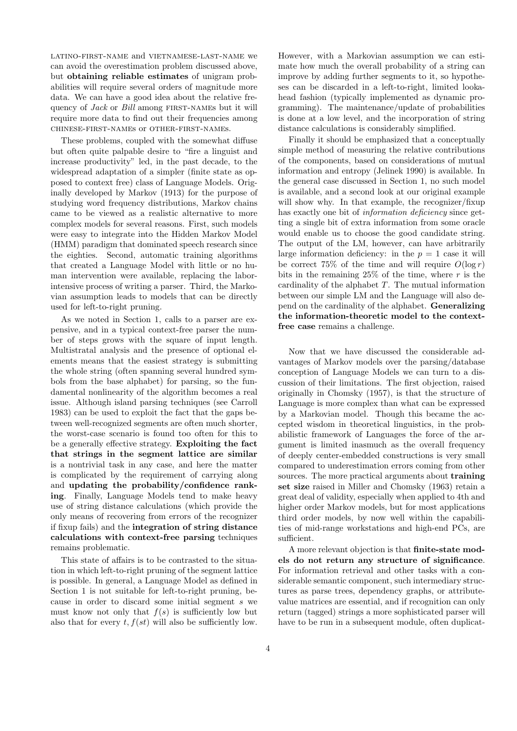LATINO-FIRST-NAME and VIETNAMESE-LAST-NAME we can avoid the overestimation problem discussed above, but **obtaining reliable estimates** of unigram probabilities will require several orders of magnitude more data. We can have a good idea about the relative frequency of *Jack* or *Bill* among FIRST-NAMEs but it will require more data to find out their frequencies among CHINESE-FIRST-NAMEs or OTHER-FIRST-NAMEs.

These problems, coupled with the somewhat diffuse but often quite palpable desire to "fire a linguist and increase productivity" led, in the past decade, to the widespread adaptation of a simpler (finite state as opposed to context free) class of Language Models. Originally developed by Markov (1913) for the purpose of studying word frequency distributions, Markov chains came to be viewed as a realistic alternative to more complex models for several reasons. First, such models were easy to integrate into the Hidden Markov Model (HMM) paradigm that dominated speech research since the eighties. Second, automatic training algorithms that created a Language Model with little or no human intervention were available, replacing the labor-intensive process of writing a parser. Third, the Markovian assumption leads to models that can be directly used for left-to-right pruning.

As we noted in Section 1, calls to a parser are expensive, and in a typical context-free parser the number of steps grows with the square of input length. Multistratal analysis and the presence of optional elements means that the easiest strategy is submitting the whole string (often spanning several hundred symbols from the base alphabet) for parsing, so the fundamental nonlinearity of the algorithm becomes a real issue. Although island parsing techniques (see Carroll 1983) can be used to exploit the fact that the gaps between well-recognized segments are often much shorter, the worst-case scenario is found too often for this to be a generally effective strategy. **Exploiting the fact that strings in the segment lattice are similar** is a nontrivial task in any case, and here the matter is complicated by the requirement of carrying along and **updating the probability/confidence ranking**. Finally, Language Models tend to make heavy use of string distance calculations (which provide the only means of recovering from errors of the recognizer if fixup fails) and the **integration of string distance calculations with context-free parsing** techniques remains problematic.

This state of affairs is to be contrasted to the situation in which left-to-right pruning of the segment lattice is possible. In general, a Language Model as defined in Section 1 is not suitable for left-to-right pruning, because in order to discard some initial segment $s$ we must know not only that $f(s)$ is sufficiently low but also that for every $t$, $f(st)$ will also be sufficiently low. However, with a Markovian assumption we can estimate how much the overall probability of a string can improve by adding further segments to it, so hypotheses can be discarded in a left-to-right, limited lookahead fashion (typically implemented as dynamic programming). The maintenance/update of probabilities is done at a low level, and the incorporation of string distance calculations is considerably simplified.

Finally it should be emphasized that a conceptually simple method of measuring the relative contributions of the components, based on considerations of mutual information and entropy (Jelinek 1990) is available. In the general case discussed in Section 1, no such model is available, and a second look at our original example will show why. In that example, the recognizer/fixup has exactly one bit of *information deficiency* since getting a single bit of extra information from some oracle would enable us to choose the good candidate string. The output of the LM, however, can have arbitrarily large information deficiency: in the $p = 1$ case it will be correct 75% of the time and will require $O(\log r)$ bits in the remaining 25% of the time, where $r$ is the cardinality of the alphabet $T$. The mutual information between our simple LM and the Language will also depend on the cardinality of the alphabet. **Generalizing the information-theoretic model to the context-free case** remains a challenge.

Now that we have discussed the considerable advantages of Markov models over the parsing/database conception of Language Models we can turn to a discussion of their limitations. The first objection, raised originally in Chomsky (1957), is that the structure of Language is more complex than what can be expressed by a Markovian model. Though this became the accepted wisdom in theoretical linguistics, in the probabilistic framework of Languages the force of the argument is limited inasmuch as the overall frequency of deeply center-embedded constructions is very small compared to underestimation errors coming from other sources. The more practical arguments about **training set size** raised in Miller and Chomsky (1963) retain a great deal of validity, especially when applied to 4th and higher order Markov models, but for most applications third order models, by now well within the capabilities of mid-range workstations and high-end PCs, are sufficient.

A more relevant objection is that **finite-state models do not return any structure of significance**. For information retrieval and other tasks with a considerable semantic component, such intermediary structures as parse trees, dependency graphs, or attribute-value matrices are essential, and if recognition can only return (tagged) strings a more sophisticated parser will have to be run in a subsequent module, often duplicat-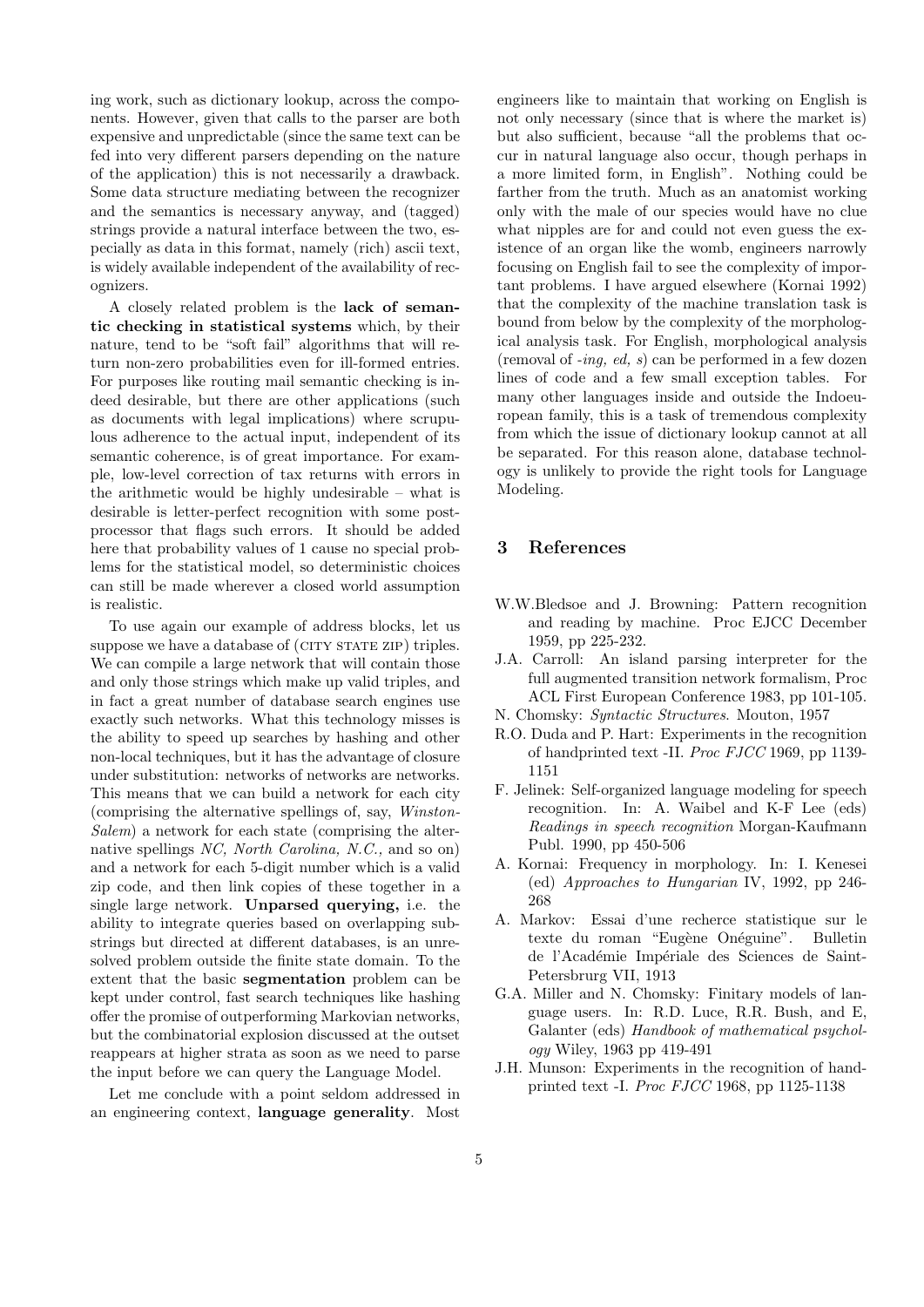ing work, such as dictionary lookup, across the components. However, given that calls to the parser are both expensive and unpredictable (since the same text can be fed into very different parsers depending on the nature of the application) this is not necessarily a drawback. Some data structure mediating between the recognizer and the semantics is necessary anyway, and (tagged) strings provide a natural interface between the two, especially as data in this format, namely (rich) ascii text, is widely available independent of the availability of recognizers.

A closely related problem is the **lack of semantic checking in statistical systems** which, by their nature, tend to be "soft fail" algorithms that will return non-zero probabilities even for ill-formed entries. For purposes like routing mail semantic checking is indeed desirable, but there are other applications (such as documents with legal implications) where scrupulous adherence to the actual input, independent of its semantic coherence, is of great importance. For example, low-level correction of tax returns with errors in the arithmetic would be highly undesirable – what is desirable is letter-perfect recognition with some postprocessor that flags such errors. It should be added here that probability values of 1 cause no special problems for the statistical model, so deterministic choices can still be made wherever a closed world assumption is realistic.

To use again our example of address blocks, let us suppose we have a database of (CITY STATE ZIP) triples. We can compile a large network that will contain those and only those strings which make up valid triples, and in fact a great number of database search engines use exactly such networks. What this technology misses is the ability to speed up searches by hashing and other non-local techniques, but it has the advantage of closure under substitution: networks of networks are networks. This means that we can build a network for each city (comprising the alternative spellings of, say, *Winston-Salem*) a network for each state (comprising the alternative spellings *NC, North Carolina, N.C.,* and so on) and a network for each 5-digit number which is a valid zip code, and then link copies of these together in a single large network. **Unparsed querying,** i.e. the ability to integrate queries based on overlapping substrings but directed at different databases, is an unresolved problem outside the finite state domain. To the extent that the basic **segmentation** problem can be kept under control, fast search techniques like hashing offer the promise of outperforming Markovian networks, but the combinatorial explosion discussed at the outset reappears at higher strata as soon as we need to parse the input before we can query the Language Model.

Let me conclude with a point seldom addressed in an engineering context, **language generality**. Most engineers like to maintain that working on English is not only necessary (since that is where the market is) but also sufficient, because "all the problems that occur in natural language also occur, though perhaps in a more limited form, in English". Nothing could be farther from the truth. Much as an anatomist working only with the male of our species would have no clue what nipples are for and could not even guess the existence of an organ like the womb, engineers narrowly focusing on English fail to see the complexity of important problems. I have argued elsewhere (Kornai 1992) that the complexity of the machine translation task is bound from below by the complexity of the morphological analysis task. For English, morphological analysis (removal of *-ing, ed, s*) can be performed in a few dozen lines of code and a few small exception tables. For many other languages inside and outside the Indoeuropean family, this is a task of tremendous complexity from which the issue of dictionary lookup cannot at all be separated. For this reason alone, database technology is unlikely to provide the right tools for Language Modeling.

## 3 References

W.W.Bledsoe and J. Browning: Pattern recognition and reading by machine. Proc EJCC December 1959, pp 225-232.

J.A. Carroll: An island parsing interpreter for the full augmented transition network formalism, Proc ACL First European Conference 1983, pp 101-105.

N. Chomsky: *Syntactic Structures*. Mouton, 1957

R.O. Duda and P. Hart: Experiments in the recognition of handprinted text -II. *Proc FJCC* 1969, pp 1139-1151

F. Jelinek: Self-organized language modeling for speech recognition. In: A. Waibel and K-F Lee (eds) *Readings in speech recognition* Morgan-Kaufmann Publ. 1990, pp 450-506

A. Kornai: Frequency in morphology. In: I. Kenesei (ed) *Approaches to Hungarian* IV, 1992, pp 246-268

A. Markov: Essai d'une recherce statistique sur le texte du roman "Eugène Onéguine". Bulletin de l'Académie Impériale des Sciences de Saint-Petersbrurg VII, 1913

G.A. Miller and N. Chomsky: Finitary models of language users. In: R.D. Luce, R.R. Bush, and E, Galanter (eds) *Handbook of mathematical psychology* Wiley, 1963 pp 419-491

J.H. Munson: Experiments in the recognition of handprinted text -I. *Proc FJCC* 1968, pp 1125-1138